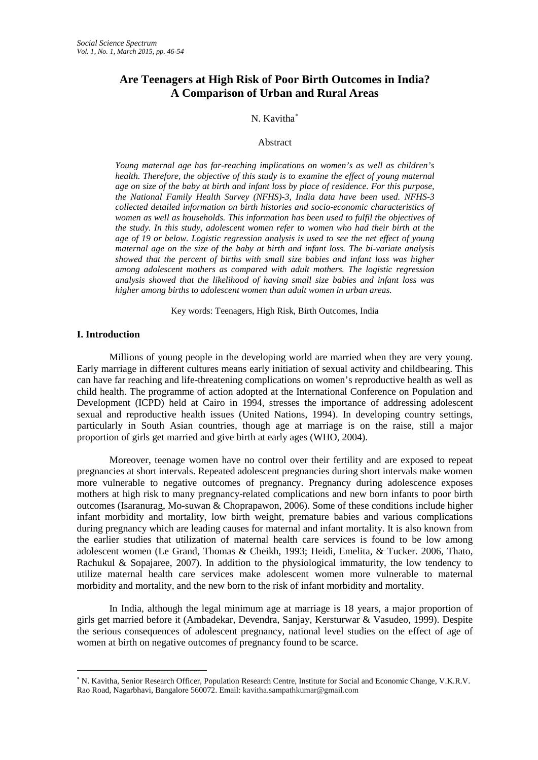# Are Teenagers at High Risk of Poor Birth Outcomes in India? A Comparison of Urban and Rural Areas

N. Kavitha[*]

Abstract

*Young maternal age has far-reaching implications on women's as well as children's health. Therefore, the objective of this study is to examine the effect of young maternal age on size of the baby at birth and infant loss by place of residence. For this purpose, the National Family Health Survey (NFHS)-3, India data have been used. NFHS-3 collected detailed information on birth histories and socio-economic characteristics of women as well as households. This information has been used to fulfil the objectives of the study. In this study, adolescent women refer to women who had their birth at the age of 19 or below. Logistic regression analysis is used to see the net effect of young maternal age on the size of the baby at birth and infant loss. The bi-variate analysis showed that the percent of births with small size babies and infant loss was higher among adolescent mothers as compared with adult mothers. The logistic regression analysis showed that the likelihood of having small size babies and infant loss was higher among births to adolescent women than adult women in urban areas.*

Key words: Teenagers, High Risk, Birth Outcomes, India

## I. Introduction

Millions of young people in the developing world are married when they are very young. Early marriage in different cultures means early initiation of sexual activity and childbearing. This can have far reaching and life-threatening complications on women's reproductive health as well as child health. The programme of action adopted at the International Conference on Population and Development (ICPD) held at Cairo in 1994, stresses the importance of addressing adolescent sexual and reproductive health issues (United Nations, 1994). In developing country settings, particularly in South Asian countries, though age at marriage is on the raise, still a major proportion of girls get married and give birth at early ages (WHO, 2004).

Moreover, teenage women have no control over their fertility and are exposed to repeat pregnancies at short intervals. Repeated adolescent pregnancies during short intervals make women more vulnerable to negative outcomes of pregnancy. Pregnancy during adolescence exposes mothers at high risk to many pregnancy-related complications and new born infants to poor birth outcomes (Isaranurag, Mo-suwan & Choprapawon, 2006). Some of these conditions include higher infant morbidity and mortality, low birth weight, premature babies and various complications during pregnancy which are leading causes for maternal and infant mortality. It is also known from the earlier studies that utilization of maternal health care services is found to be low among adolescent women (Le Grand, Thomas & Cheikh, 1993; Heidi, Emelita, & Tucker. 2006, Thato, Rachukul & Sopajaree, 2007). In addition to the physiological immaturity, the low tendency to utilize maternal health care services make adolescent women more vulnerable to maternal morbidity and mortality, and the new born to the risk of infant morbidity and mortality.

In India, although the legal minimum age at marriage is 18 years, a major proportion of girls get married before it (Ambadekar, Devendra, Sanjay, Kersturwar & Vasudeo, 1999). Despite the serious consequences of adolescent pregnancy, national level studies on the effect of age of women at birth on negative outcomes of pregnancy found to be scarce.

---

[*] N. Kavitha, Senior Research Officer, Population Research Centre, Institute for Social and Economic Change, V.K.R.V. Rao Road, Nagarbhavi, Bangalore 560072. Email: kavitha.sampathkumar@gmail.com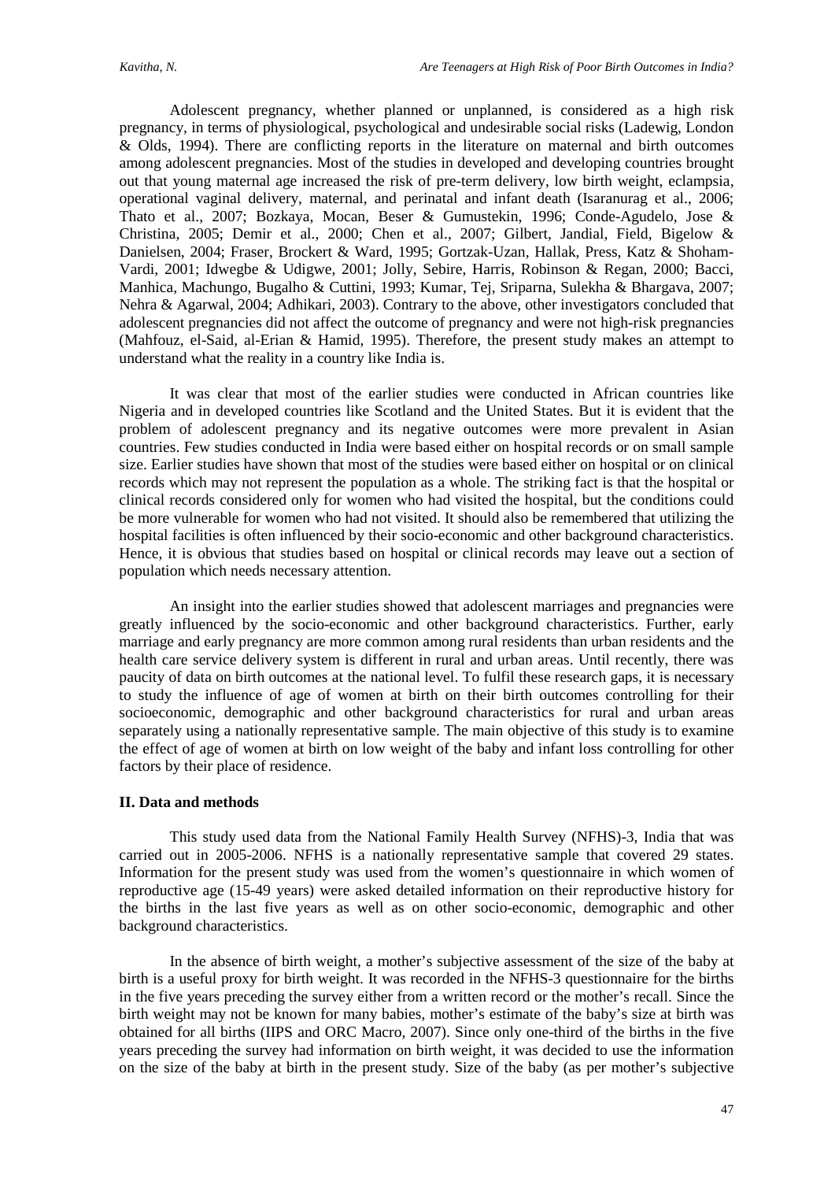Adolescent pregnancy, whether planned or unplanned, is considered as a high risk pregnancy, in terms of physiological, psychological and undesirable social risks (Ladewig, London & Olds, 1994). There are conflicting reports in the literature on maternal and birth outcomes among adolescent pregnancies. Most of the studies in developed and developing countries brought out that young maternal age increased the risk of pre-term delivery, low birth weight, eclampsia, operational vaginal delivery, maternal, and perinatal and infant death (Isaranurag et al., 2006; Thato et al., 2007; Bozkaya, Mocan, Beser & Gumustekin, 1996; Conde-Agudelo, Jose & Christina, 2005; Demir et al., 2000; Chen et al., 2007; Gilbert, Jandial, Field, Bigelow & Danielsen, 2004; Fraser, Brockert & Ward, 1995; Gortzak-Uzan, Hallak, Press, Katz & Shoham-Vardi, 2001; Idwegbe & Udigwe, 2001; Jolly, Sebire, Harris, Robinson & Regan, 2000; Bacci, Manhica, Machungo, Bugalho & Cuttini, 1993; Kumar, Tej, Sriparna, Sulekha & Bhargava, 2007; Nehra & Agarwal, 2004; Adhikari, 2003). Contrary to the above, other investigators concluded that adolescent pregnancies did not affect the outcome of pregnancy and were not high-risk pregnancies (Mahfouz, el-Said, al-Erian & Hamid, 1995). Therefore, the present study makes an attempt to understand what the reality in a country like India is.

It was clear that most of the earlier studies were conducted in African countries like Nigeria and in developed countries like Scotland and the United States. But it is evident that the problem of adolescent pregnancy and its negative outcomes were more prevalent in Asian countries. Few studies conducted in India were based either on hospital records or on small sample size. Earlier studies have shown that most of the studies were based either on hospital or on clinical records which may not represent the population as a whole. The striking fact is that the hospital or clinical records considered only for women who had visited the hospital, but the conditions could be more vulnerable for women who had not visited. It should also be remembered that utilizing the hospital facilities is often influenced by their socio-economic and other background characteristics. Hence, it is obvious that studies based on hospital or clinical records may leave out a section of population which needs necessary attention.

An insight into the earlier studies showed that adolescent marriages and pregnancies were greatly influenced by the socio-economic and other background characteristics. Further, early marriage and early pregnancy are more common among rural residents than urban residents and the health care service delivery system is different in rural and urban areas. Until recently, there was paucity of data on birth outcomes at the national level. To fulfil these research gaps, it is necessary to study the influence of age of women at birth on their birth outcomes controlling for their socioeconomic, demographic and other background characteristics for rural and urban areas separately using a nationally representative sample. The main objective of this study is to examine the effect of age of women at birth on low weight of the baby and infant loss controlling for other factors by their place of residence.

## II. Data and methods

This study used data from the National Family Health Survey (NFHS)-3, India that was carried out in 2005-2006. NFHS is a nationally representative sample that covered 29 states. Information for the present study was used from the women's questionnaire in which women of reproductive age (15-49 years) were asked detailed information on their reproductive history for the births in the last five years as well as on other socio-economic, demographic and other background characteristics.

In the absence of birth weight, a mother's subjective assessment of the size of the baby at birth is a useful proxy for birth weight. It was recorded in the NFHS-3 questionnaire for the births in the five years preceding the survey either from a written record or the mother's recall. Since the birth weight may not be known for many babies, mother's estimate of the baby's size at birth was obtained for all births (IIPS and ORC Macro, 2007). Since only one-third of the births in the five years preceding the survey had information on birth weight, it was decided to use the information on the size of the baby at birth in the present study. Size of the baby (as per mother's subjective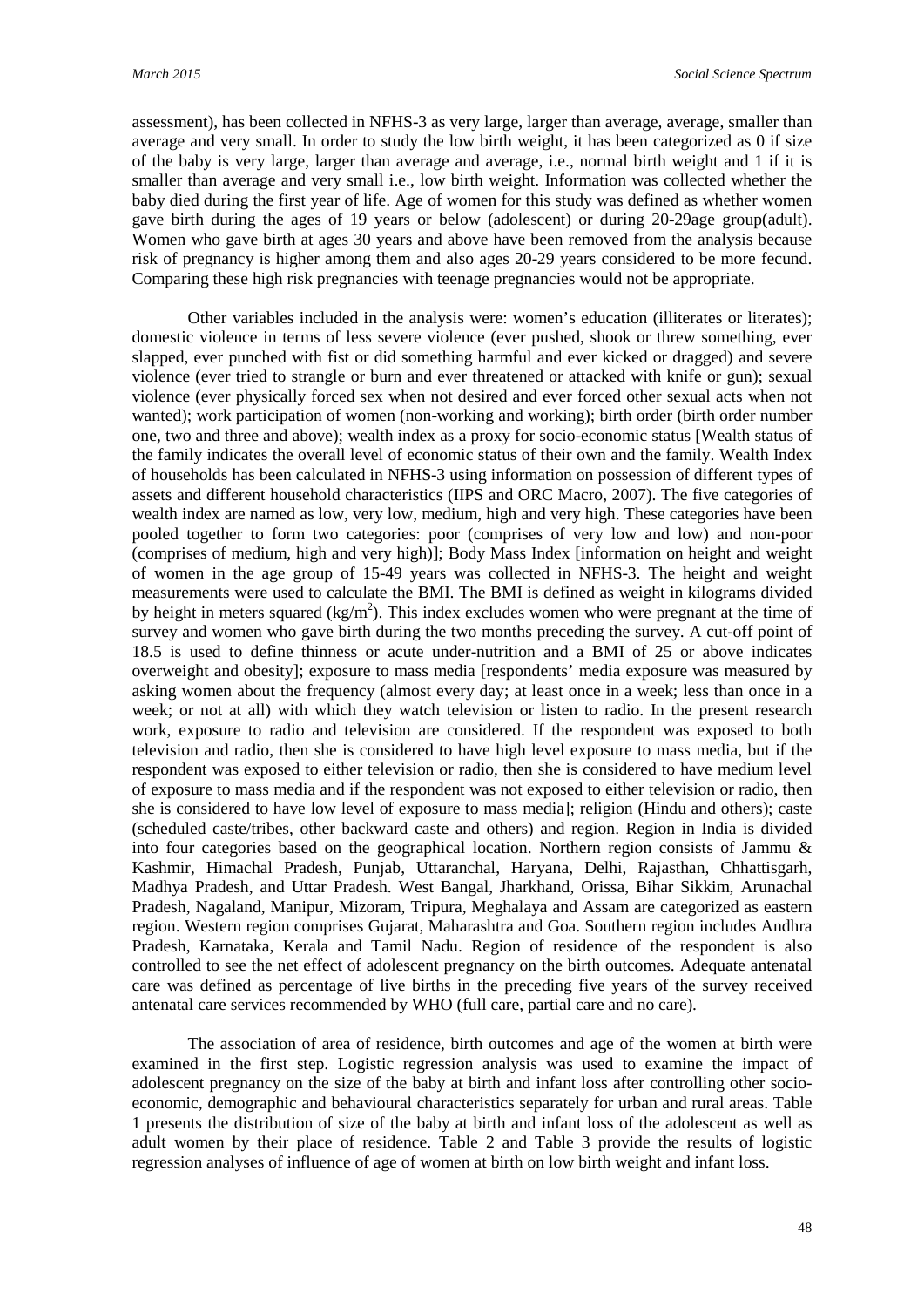assessment), has been collected in NFHS-3 as very large, larger than average, average, smaller than average and very small. In order to study the low birth weight, it has been categorized as 0 if size of the baby is very large, larger than average and average, i.e., normal birth weight and 1 if it is smaller than average and very small i.e., low birth weight. Information was collected whether the baby died during the first year of life. Age of women for this study was defined as whether women gave birth during the ages of 19 years or below (adolescent) or during 20-29age group(adult). Women who gave birth at ages 30 years and above have been removed from the analysis because risk of pregnancy is higher among them and also ages 20-29 years considered to be more fecund. Comparing these high risk pregnancies with teenage pregnancies would not be appropriate.

Other variables included in the analysis were: women's education (illiterates or literates); domestic violence in terms of less severe violence (ever pushed, shook or threw something, ever slapped, ever punched with fist or did something harmful and ever kicked or dragged) and severe violence (ever tried to strangle or burn and ever threatened or attacked with knife or gun); sexual violence (ever physically forced sex when not desired and ever forced other sexual acts when not wanted); work participation of women (non-working and working); birth order (birth order number one, two and three and above); wealth index as a proxy for socio-economic status [Wealth status of the family indicates the overall level of economic status of their own and the family. Wealth Index of households has been calculated in NFHS-3 using information on possession of different types of assets and different household characteristics (IIPS and ORC Macro, 2007). The five categories of wealth index are named as low, very low, medium, high and very high. These categories have been pooled together to form two categories: poor (comprises of very low and low) and non-poor (comprises of medium, high and very high)]; Body Mass Index [information on height and weight of women in the age group of 15-49 years was collected in NFHS-3. The height and weight measurements were used to calculate the BMI. The BMI is defined as weight in kilograms divided by height in meters squared ($kg/m^2$). This index excludes women who were pregnant at the time of survey and women who gave birth during the two months preceding the survey. A cut-off point of 18.5 is used to define thinness or acute under-nutrition and a BMI of 25 or above indicates overweight and obesity]; exposure to mass media [respondents' media exposure was measured by asking women about the frequency (almost every day; at least once in a week; less than once in a week; or not at all) with which they watch television or listen to radio. In the present research work, exposure to radio and television are considered. If the respondent was exposed to both television and radio, then she is considered to have high level exposure to mass media, but if the respondent was exposed to either television or radio, then she is considered to have medium level of exposure to mass media and if the respondent was not exposed to either television or radio, then she is considered to have low level of exposure to mass media]; religion (Hindu and others); caste (scheduled caste/tribes, other backward caste and others) and region. Region in India is divided into four categories based on the geographical location. Northern region consists of Jammu & Kashmir, Himachal Pradesh, Punjab, Uttaranchal, Haryana, Delhi, Rajasthan, Chhattisgarh, Madhya Pradesh, and Uttar Pradesh. West Bangal, Jharkhand, Orissa, Bihar Sikkim, Arunachal Pradesh, Nagaland, Manipur, Mizoram, Tripura, Meghalaya and Assam are categorized as eastern region. Western region comprises Gujarat, Maharashtra and Goa. Southern region includes Andhra Pradesh, Karnataka, Kerala and Tamil Nadu. Region of residence of the respondent is also controlled to see the net effect of adolescent pregnancy on the birth outcomes. Adequate antenatal care was defined as percentage of live births in the preceding five years of the survey received antenatal care services recommended by WHO (full care, partial care and no care).

The association of area of residence, birth outcomes and age of the women at birth were examined in the first step. Logistic regression analysis was used to examine the impact of adolescent pregnancy on the size of the baby at birth and infant loss after controlling other socio-economic, demographic and behavioural characteristics separately for urban and rural areas. Table 1 presents the distribution of size of the baby at birth and infant loss of the adolescent as well as adult women by their place of residence. Table 2 and Table 3 provide the results of logistic regression analyses of influence of age of women at birth on low birth weight and infant loss.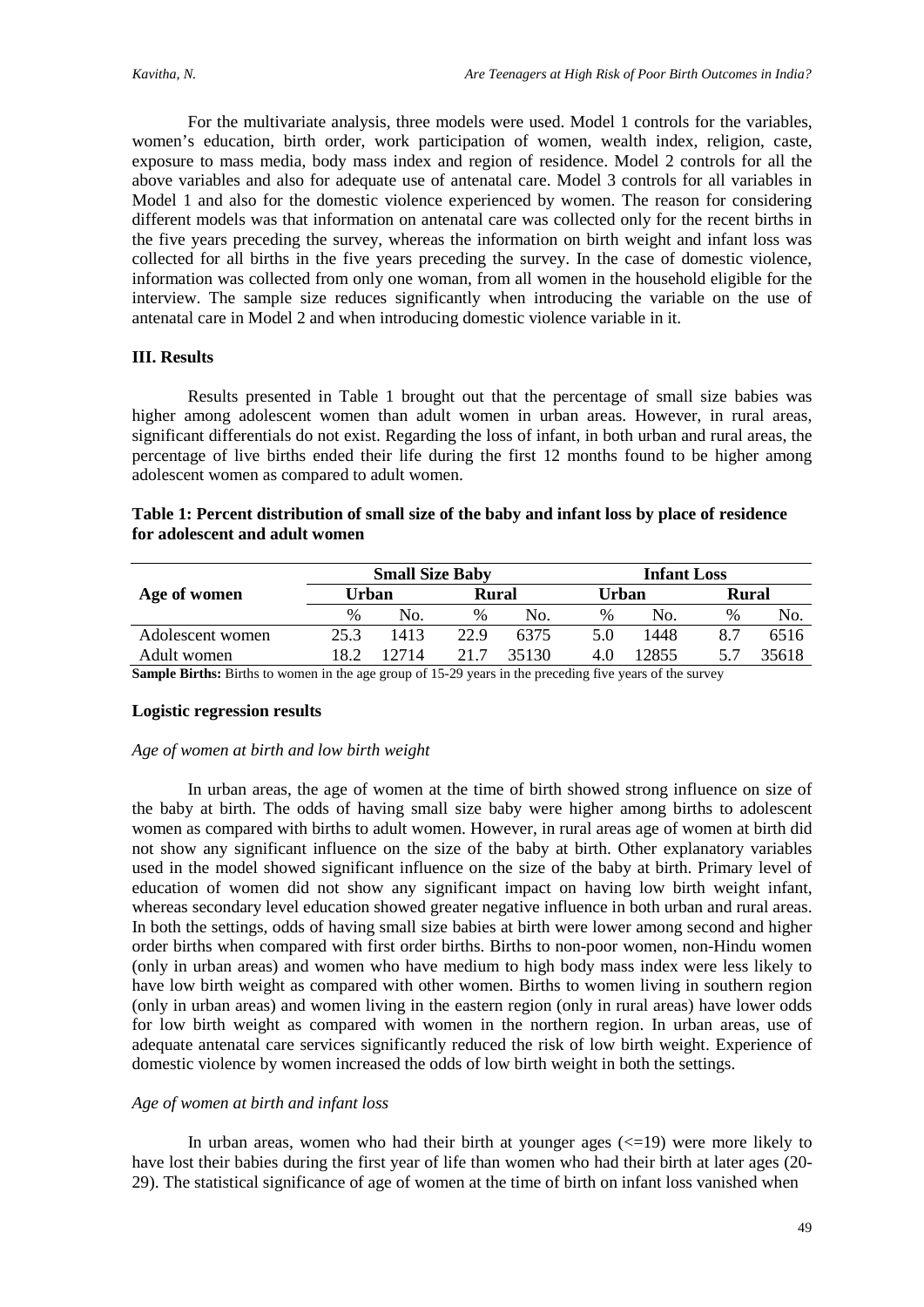For the multivariate analysis, three models were used. Model 1 controls for the variables, women's education, birth order, work participation of women, wealth index, religion, caste, exposure to mass media, body mass index and region of residence. Model 2 controls for all the above variables and also for adequate use of antenatal care. Model 3 controls for all variables in Model 1 and also for the domestic violence experienced by women. The reason for considering different models was that information on antenatal care was collected only for the recent births in the five years preceding the survey, whereas the information on birth weight and infant loss was collected for all births in the five years preceding the survey. In the case of domestic violence, information was collected from only one woman, from all women in the household eligible for the interview. The sample size reduces significantly when introducing the variable on the use of antenatal care in Model 2 and when introducing domestic violence variable in it.

### III. Results

Results presented in Table 1 brought out that the percentage of small size babies was higher among adolescent women than adult women in urban areas. However, in rural areas, significant differentials do not exist. Regarding the loss of infant, in both urban and rural areas, the percentage of live births ended their life during the first 12 months found to be higher among adolescent women as compared to adult women.

**Table 1: Percent distribution of small size of the baby and infant loss by place of residence for adolescent and adult women**

| Age of women | Small Size Baby | | | | Infant Loss | | | |
|---|---|---|---|---|---|---|---|---|
| | Urban | | Rural | | Urban | | Rural | |
| | % | No. | % | No. | % | No. | % | No. |
| Adolescent women | 25.3 | 1413 | 22.9 | 6375 | 5.0 | 1448 | 8.7 | 6516 |
| Adult women | 18.2 | 12714 | 21.7 | 35130 | 4.0 | 12855 | 5.7 | 35618 |

**Sample Births:** Births to women in the age group of 15-29 years in the preceding five years of the survey

#### Logistic regression results

*Age of women at birth and low birth weight*

In urban areas, the age of women at the time of birth showed strong influence on size of the baby at birth. The odds of having small size baby were higher among births to adolescent women as compared with births to adult women. However, in rural areas age of women at birth did not show any significant influence on the size of the baby at birth. Other explanatory variables used in the model showed significant influence on the size of the baby at birth. Primary level of education of women did not show any significant impact on having low birth weight infant, whereas secondary level education showed greater negative influence in both urban and rural areas. In both the settings, odds of having small size babies at birth were lower among second and higher order births when compared with first order births. Births to non-poor women, non-Hindu women (only in urban areas) and women who have medium to high body mass index were less likely to have low birth weight as compared with other women. Births to women living in southern region (only in urban areas) and women living in the eastern region (only in rural areas) have lower odds for low birth weight as compared with women in the northern region. In urban areas, use of adequate antenatal care services significantly reduced the risk of low birth weight. Experience of domestic violence by women increased the odds of low birth weight in both the settings.

*Age of women at birth and infant loss*

In urban areas, women who had their birth at younger ages (<=19) were more likely to have lost their babies during the first year of life than women who had their birth at later ages (20-29). The statistical significance of age of women at the time of birth on infant loss vanished when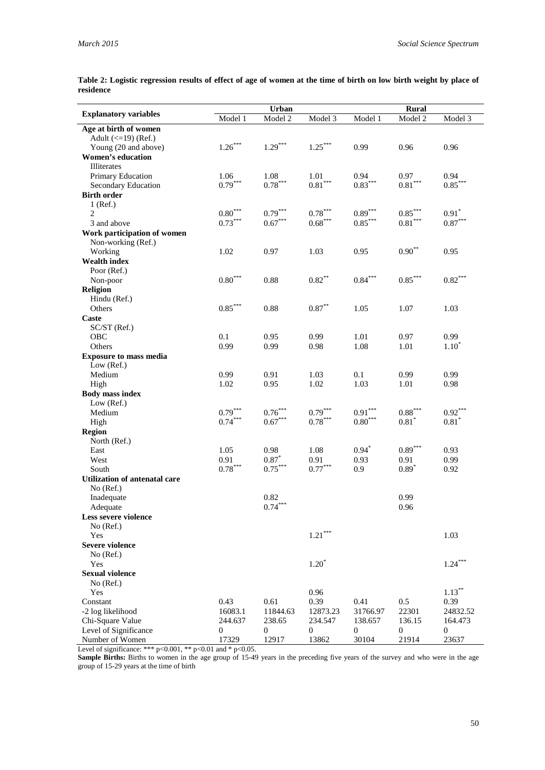**Table 2: Logistic regression results of effect of age of women at the time of birth on low birth weight by place of residence**

| Explanatory variables | Urban | | | Rural | | |
|---|---|---|---|---|---|---|
| | Model 1 | Model 2 | Model 3 | Model 1 | Model 2 | Model 3 |
| **Age at birth of women** | | | | | | |
| Adult (<=19) (Ref.) | | | | | | |
| Young (20 and above) | 1.26*** | 1.29*** | 1.25*** | 0.99 | 0.96 | 0.96 |
| **Women's education** | | | | | | |
| Illiterates | | | | | | |
| Primary Education | 1.06 | 1.08 | 1.01 | 0.94 | 0.97 | 0.94 |
| Secondary Education | 0.79*** | 0.78*** | 0.81*** | 0.83*** | 0.81*** | 0.85*** |
| **Birth order** | | | | | | |
| 1 (Ref.) | | | | | | |
| 2 | 0.80*** | 0.79*** | 0.78*** | 0.89*** | 0.85*** | 0.91* |
| 3 and above | 0.73*** | 0.67*** | 0.68*** | 0.85*** | 0.81*** | 0.87*** |
| **Work participation of women** | | | | | | |
| Non-working (Ref.) | | | | | | |
| Working | 1.02 | 0.97 | 1.03 | 0.95 | 0.90** | 0.95 |
| **Wealth index** | | | | | | |
| Poor (Ref.) | | | | | | |
| Non-poor | 0.80*** | 0.88 | 0.82** | 0.84*** | 0.85*** | 0.82*** |
| **Religion** | | | | | | |
| Hindu (Ref.) | | | | | | |
| Others | 0.85*** | 0.88 | 0.87** | 1.05 | 1.07 | 1.03 |
| **Caste** | | | | | | |
| SC/ST (Ref.) | | | | | | |
| OBC | 0.1 | 0.95 | 0.99 | 1.01 | 0.97 | 0.99 |
| Others | 0.99 | 0.99 | 0.98 | 1.08 | 1.01 | 1.10* |
| **Exposure to mass media** | | | | | | |
| Low (Ref.) | | | | | | |
| Medium | 0.99 | 0.91 | 1.03 | 0.1 | 0.99 | 0.99 |
| High | 1.02 | 0.95 | 1.02 | 1.03 | 1.01 | 0.98 |
| **Body mass index** | | | | | | |
| Low (Ref.) | | | | | | |
| Medium | 0.79*** | 0.76*** | 0.79*** | 0.91*** | 0.88*** | 0.92*** |
| High | 0.74*** | 0.67*** | 0.78*** | 0.80*** | 0.81* | 0.81* |
| **Region** | | | | | | |
| North (Ref.) | | | | | | |
| East | 1.05 | 0.98 | 1.08 | 0.94* | 0.89*** | 0.93 |
| West | 0.91 | 0.87* | 0.91 | 0.93 | 0.91 | 0.99 |
| South | 0.78*** | 0.75*** | 0.77*** | 0.9 | 0.89* | 0.92 |
| **Utilization of antenatal care** | | | | | | |
| No (Ref.) | | | | | | |
| Inadequate | | 0.82 | | | 0.99 | |
| Adequate | | 0.74*** | | | 0.96 | |
| **Less severe violence** | | | | | | |
| No (Ref.) | | | | | | |
| Yes | | | 1.21*** | | | 1.03 |
| **Severe violence** | | | | | | |
| No (Ref.) | | | | | | |
| Yes | | | 1.20* | | | 1.24*** |
| **Sexual violence** | | | | | | |
| No (Ref.) | | | | | | |
| Yes | | | 0.96 | | | 1.13** |
| Constant | 0.43 | 0.61 | 0.39 | 0.41 | 0.5 | 0.39 |
| -2 log likelihood | 16083.1 | 11844.63 | 12873.23 | 31766.97 | 22301 | 24832.52 |
| Chi-Square Value | 244.637 | 238.65 | 234.547 | 138.657 | 136.15 | 164.473 |
| Level of Significance | 0 | 0 | 0 | 0 | 0 | 0 |
| Number of Women | 17329 | 12917 | 13862 | 30104 | 21914 | 23637 |

Level of significance: *** p<0.001, ** p<0.01 and * p<0.05.

**Sample Births:** Births to women in the age group of 15-49 years in the preceding five years of the survey and who were in the age group of 15-29 years at the time of birth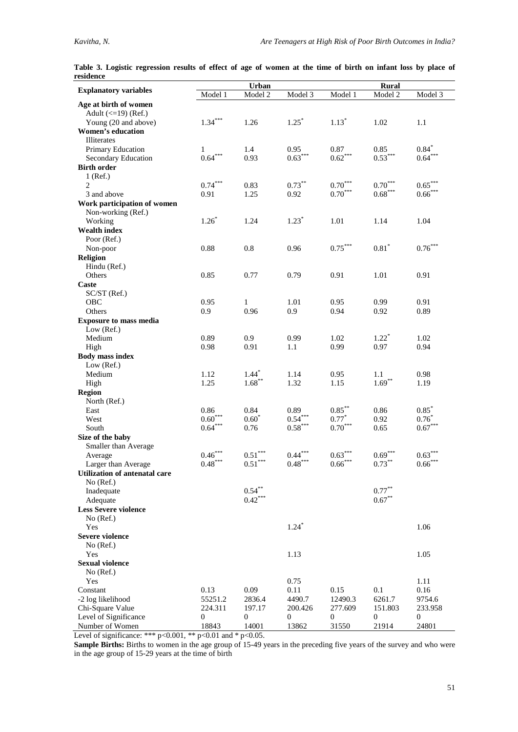**Table 3. Logistic regression results of effect of age of women at the time of birth on infant loss by place of residence**

| Explanatory variables | Urban | | | Rural | | |
|---|---|---|---|---|---|---|
| | Model 1 | Model 2 | Model 3 | Model 1 | Model 2 | Model 3 |
| **Age at birth of women** | | | | | | |
| Adult (<=19) (Ref.) | | | | | | |
| Young (20 and above) | 1.34*** | 1.26 | 1.25* | 1.13* | 1.02 | 1.1 |
| **Women's education** | | | | | | |
| Illiterates | | | | | | |
| Primary Education | 1 | 1.4 | 0.95 | 0.87 | 0.85 | 0.84* |
| Secondary Education | 0.64*** | 0.93 | 0.63*** | 0.62*** | 0.53*** | 0.64*** |
| **Birth order** | | | | | | |
| 1 (Ref.) | | | | | | |
| 2 | 0.74*** | 0.83 | 0.73** | 0.70*** | 0.70*** | 0.65*** |
| 3 and above | 0.91 | 1.25 | 0.92 | 0.70*** | 0.68*** | 0.66*** |
| **Work participation of women** | | | | | | |
| Non-working (Ref.) | | | | | | |
| Working | 1.26* | 1.24 | 1.23* | 1.01 | 1.14 | 1.04 |
| **Wealth index** | | | | | | |
| Poor (Ref.) | | | | | | |
| Non-poor | 0.88 | 0.8 | 0.96 | 0.75*** | 0.81* | 0.76*** |
| **Religion** | | | | | | |
| Hindu (Ref.) | | | | | | |
| Others | 0.85 | 0.77 | 0.79 | 0.91 | 1.01 | 0.91 |
| **Caste** | | | | | | |
| SC/ST (Ref.) | | | | | | |
| OBC | 0.95 | 1 | 1.01 | 0.95 | 0.99 | 0.91 |
| Others | 0.9 | 0.96 | 0.9 | 0.94 | 0.92 | 0.89 |
| **Exposure to mass media** | | | | | | |
| Low (Ref.) | | | | | | |
| Medium | 0.89 | 0.9 | 0.99 | 1.02 | 1.22* | 1.02 |
| High | 0.98 | 0.91 | 1.1 | 0.99 | 0.97 | 0.94 |
| **Body mass index** | | | | | | |
| Low (Ref.) | | | | | | |
| Medium | 1.12 | 1.44* | 1.14 | 0.95 | 1.1 | 0.98 |
| High | 1.25 | 1.68** | 1.32 | 1.15 | 1.69** | 1.19 |
| **Region** | | | | | | |
| North (Ref.) | | | | | | |
| East | 0.86 | 0.84 | 0.89 | 0.85** | 0.86 | 0.85* |
| West | 0.60*** | 0.60* | 0.54*** | 0.77* | 0.92 | 0.76* |
| South | 0.64*** | 0.76 | 0.58*** | 0.70*** | 0.65 | 0.67*** |
| **Size of the baby** | | | | | | |
| Smaller than Average | | | | | | |
| Average | 0.46*** | 0.51*** | 0.44*** | 0.63*** | 0.69*** | 0.63*** |
| Larger than Average | 0.48*** | 0.51*** | 0.48*** | 0.66*** | 0.73** | 0.66*** |
| **Utilization of antenatal care** | | | | | | |
| No (Ref.) | | | | | | |
| Inadequate | | 0.54** | | | 0.77** | |
| Adequate | | 0.42*** | | | 0.67** | |
| **Less Severe violence** | | | | | | |
| No (Ref.) | | | | | | |
| Yes | | | 1.24* | | | 1.06 |
| **Severe violence** | | | | | | |
| No (Ref.) | | | | | | |
| Yes | | | 1.13 | | | 1.05 |
| **Sexual violence** | | | | | | |
| No (Ref.) | | | | | | |
| Yes | | | 0.75 | | | 1.11 |
| Constant | 0.13 | 0.09 | 0.11 | 0.15 | 0.1 | 0.16 |
| -2 log likelihood | 55251.2 | 2836.4 | 4490.7 | 12490.3 | 6261.7 | 9754.6 |
| Chi-Square Value | 224.311 | 197.17 | 200.426 | 277.609 | 151.803 | 233.958 |
| Level of Significance | 0 | 0 | 0 | 0 | 0 | 0 |
| Number of Women | 18843 | 14001 | 13862 | 31550 | 21914 | 24801 |

Level of significance: *** $p<0.001$, ** $p<0.01$ and * $p<0.05$.

**Sample Births:** Births to women in the age group of 15-49 years in the preceding five years of the survey and who were in the age group of 15-29 years at the time of birth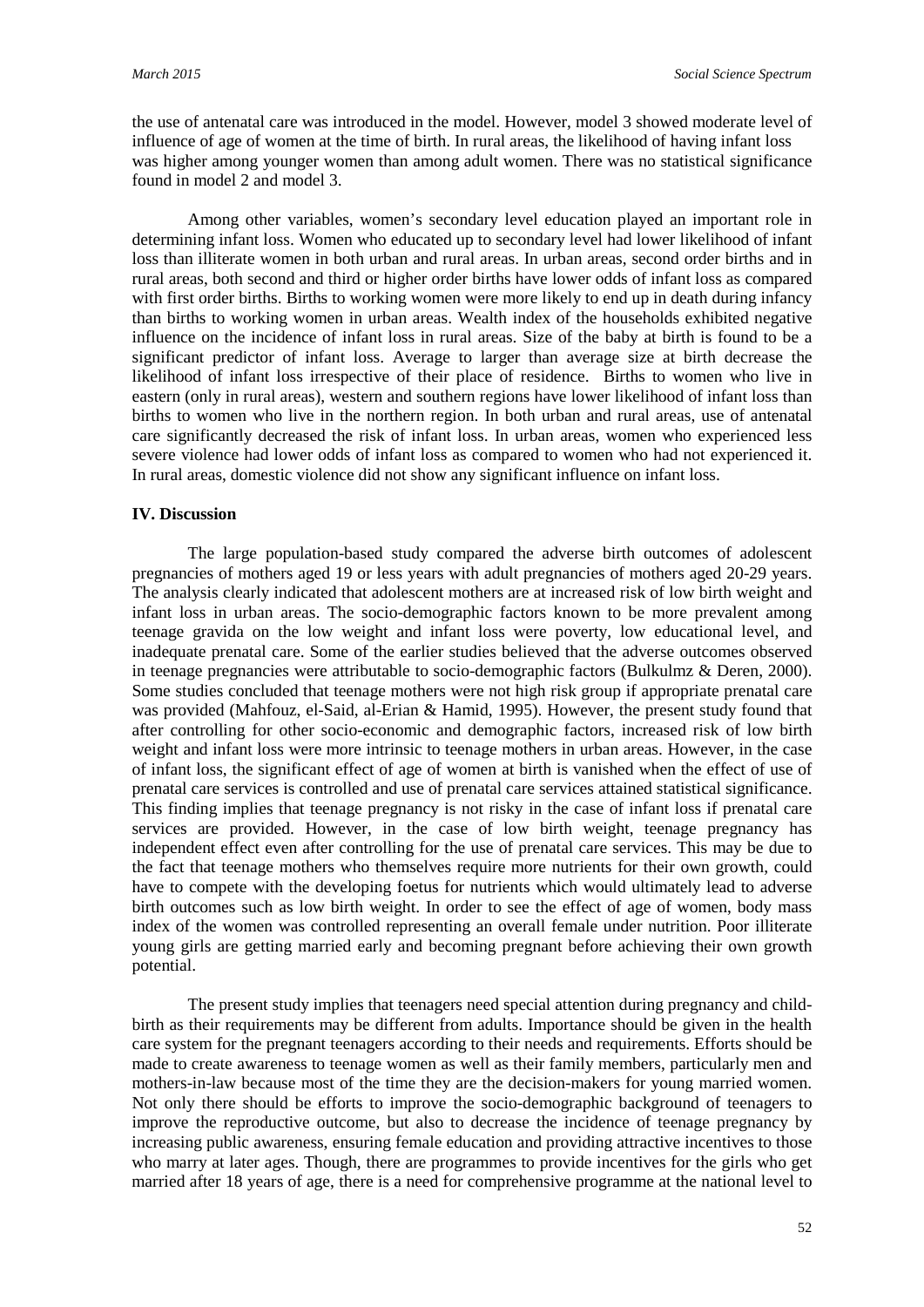the use of antenatal care was introduced in the model. However, model 3 showed moderate level of influence of age of women at the time of birth. In rural areas, the likelihood of having infant loss was higher among younger women than among adult women. There was no statistical significance found in model 2 and model 3.

Among other variables, women's secondary level education played an important role in determining infant loss. Women who educated up to secondary level had lower likelihood of infant loss than illiterate women in both urban and rural areas. In urban areas, second order births and in rural areas, both second and third or higher order births have lower odds of infant loss as compared with first order births. Births to working women were more likely to end up in death during infancy than births to working women in urban areas. Wealth index of the households exhibited negative influence on the incidence of infant loss in rural areas. Size of the baby at birth is found to be a significant predictor of infant loss. Average to larger than average size at birth decrease the likelihood of infant loss irrespective of their place of residence. Births to women who live in eastern (only in rural areas), western and southern regions have lower likelihood of infant loss than births to women who live in the northern region. In both urban and rural areas, use of antenatal care significantly decreased the risk of infant loss. In urban areas, women who experienced less severe violence had lower odds of infant loss as compared to women who had not experienced it. In rural areas, domestic violence did not show any significant influence on infant loss.

## IV. Discussion

The large population-based study compared the adverse birth outcomes of adolescent pregnancies of mothers aged 19 or less years with adult pregnancies of mothers aged 20-29 years. The analysis clearly indicated that adolescent mothers are at increased risk of low birth weight and infant loss in urban areas. The socio-demographic factors known to be more prevalent among teenage gravida on the low weight and infant loss were poverty, low educational level, and inadequate prenatal care. Some of the earlier studies believed that the adverse outcomes observed in teenage pregnancies were attributable to socio-demographic factors (Bulkulmz & Deren, 2000). Some studies concluded that teenage mothers were not high risk group if appropriate prenatal care was provided (Mahfouz, el-Said, al-Erian & Hamid, 1995). However, the present study found that after controlling for other socio-economic and demographic factors, increased risk of low birth weight and infant loss were more intrinsic to teenage mothers in urban areas. However, in the case of infant loss, the significant effect of age of women at birth is vanished when the effect of use of prenatal care services is controlled and use of prenatal care services attained statistical significance. This finding implies that teenage pregnancy is not risky in the case of infant loss if prenatal care services are provided. However, in the case of low birth weight, teenage pregnancy has independent effect even after controlling for the use of prenatal care services. This may be due to the fact that teenage mothers who themselves require more nutrients for their own growth, could have to compete with the developing foetus for nutrients which would ultimately lead to adverse birth outcomes such as low birth weight. In order to see the effect of age of women, body mass index of the women was controlled representing an overall female under nutrition. Poor illiterate young girls are getting married early and becoming pregnant before achieving their own growth potential.

The present study implies that teenagers need special attention during pregnancy and child-birth as their requirements may be different from adults. Importance should be given in the health care system for the pregnant teenagers according to their needs and requirements. Efforts should be made to create awareness to teenage women as well as their family members, particularly men and mothers-in-law because most of the time they are the decision-makers for young married women. Not only there should be efforts to improve the socio-demographic background of teenagers to improve the reproductive outcome, but also to decrease the incidence of teenage pregnancy by increasing public awareness, ensuring female education and providing attractive incentives to those who marry at later ages. Though, there are programmes to provide incentives for the girls who get married after 18 years of age, there is a need for comprehensive programme at the national level to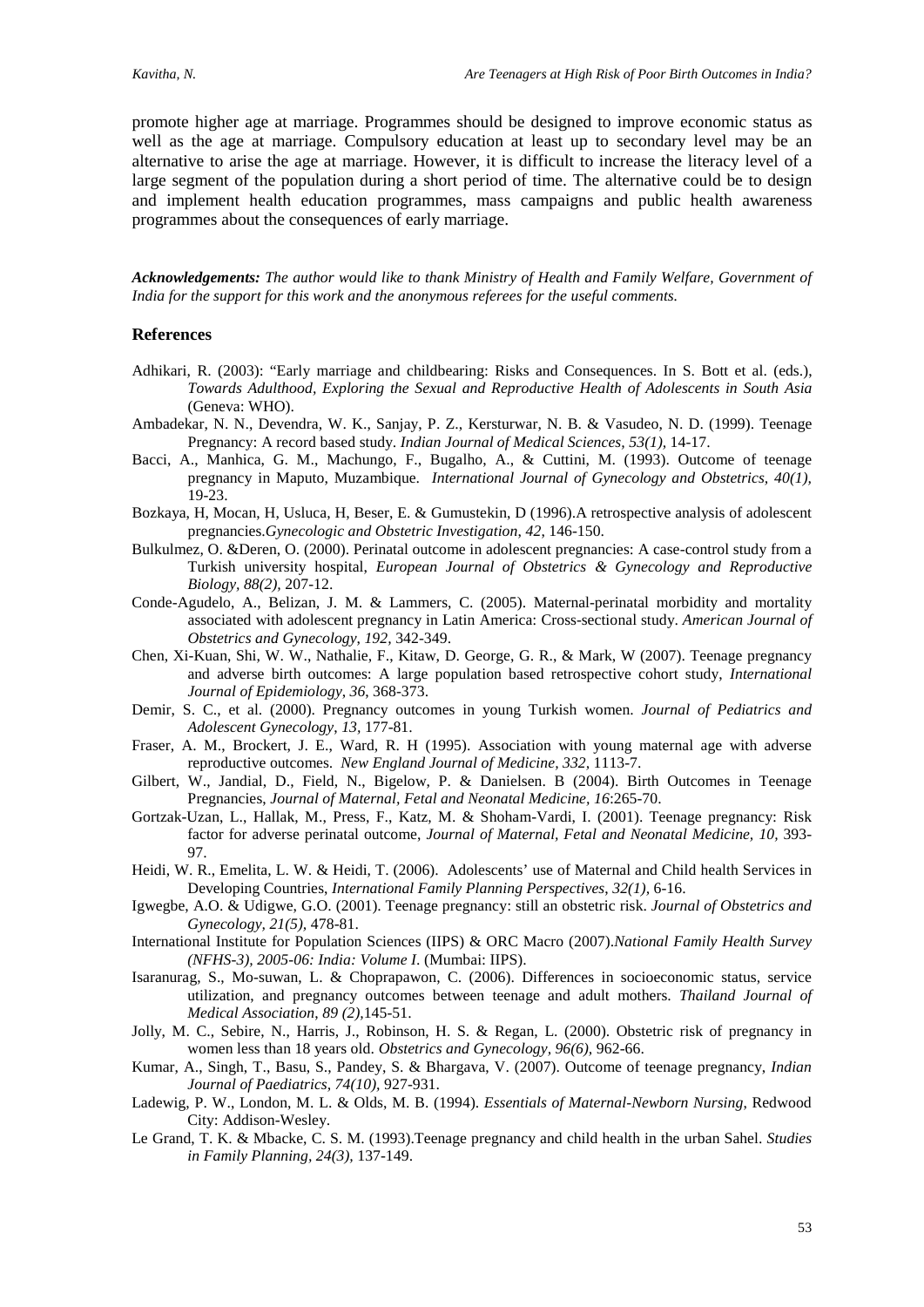promote higher age at marriage. Programmes should be designed to improve economic status as well as the age at marriage. Compulsory education at least up to secondary level may be an alternative to arise the age at marriage. However, it is difficult to increase the literacy level of a large segment of the population during a short period of time. The alternative could be to design and implement health education programmes, mass campaigns and public health awareness programmes about the consequences of early marriage.

***Acknowledgements:*** *The author would like to thank Ministry of Health and Family Welfare, Government of India for the support for this work and the anonymous referees for the useful comments.*

## References

Adhikari, R. (2003): "Early marriage and childbearing: Risks and Consequences. In S. Bott et al. (eds.), *Towards Adulthood, Exploring the Sexual and Reproductive Health of Adolescents in South Asia* (Geneva: WHO).

Ambadekar, N. N., Devendra, W. K., Sanjay, P. Z., Kersturwar, N. B. & Vasudeo, N. D. (1999). Teenage Pregnancy: A record based study. *Indian Journal of Medical Sciences, 53(1),* 14-17.

Bacci, A., Manhica, G. M., Machungo, F., Bugalho, A., & Cuttini, M. (1993). Outcome of teenage pregnancy in Maputo, Muzambique. *International Journal of Gynecology and Obstetrics, 40(1),* 19-23.

Bozkaya, H, Mocan, H, Usluca, H, Beser, E. & Gumustekin, D (1996).A retrospective analysis of adolescent pregnancies.*Gynecologic and Obstetric Investigation, 42,* 146-150.

Bulkulmez, O. &Deren, O. (2000). Perinatal outcome in adolescent pregnancies: A case-control study from a Turkish university hospital, *European Journal of Obstetrics & Gynecology and Reproductive Biology, 88(2),* 207-12.

Conde-Agudelo, A., Belizan, J. M. & Lammers, C. (2005). Maternal-perinatal morbidity and mortality associated with adolescent pregnancy in Latin America: Cross-sectional study. *American Journal of Obstetrics and Gynecology, 192,* 342-349.

Chen, Xi-Kuan, Shi, W. W., Nathalie, F., Kitaw, D. George, G. R., & Mark, W (2007). Teenage pregnancy and adverse birth outcomes: A large population based retrospective cohort study, *International Journal of Epidemiology, 36,* 368-373.

Demir, S. C., et al. (2000). Pregnancy outcomes in young Turkish women. *Journal of Pediatrics and Adolescent Gynecology, 13,* 177-81.

Fraser, A. M., Brockert, J. E., Ward, R. H (1995). Association with young maternal age with adverse reproductive outcomes. *New England Journal of Medicine, 332,* 1113-7.

Gilbert, W., Jandial, D., Field, N., Bigelow, P. & Danielsen. B (2004). Birth Outcomes in Teenage Pregnancies, *Journal of Maternal, Fetal and Neonatal Medicine, 16*:265-70.

Gortzak-Uzan, L., Hallak, M., Press, F., Katz, M. & Shoham-Vardi, I. (2001). Teenage pregnancy: Risk factor for adverse perinatal outcome, *Journal of Maternal, Fetal and Neonatal Medicine, 10,* 393-97.

Heidi, W. R., Emelita, L. W. & Heidi, T. (2006). Adolescents' use of Maternal and Child health Services in Developing Countries, *International Family Planning Perspectives, 32(1),* 6-16.

Igwegbe, A.O. & Udigwe, G.O. (2001). Teenage pregnancy: still an obstetric risk. *Journal of Obstetrics and Gynecology, 21(5),* 478-81.

International Institute for Population Sciences (IIPS) & ORC Macro (2007).*National Family Health Survey (NFHS-3), 2005-06: India: Volume I.* (Mumbai: IIPS).

Isaranurag, S., Mo-suwan, L. & Choprapawon, C. (2006). Differences in socioeconomic status, service utilization, and pregnancy outcomes between teenage and adult mothers. *Thailand Journal of Medical Association, 89 (2),*145-51.

Jolly, M. C., Sebire, N., Harris, J., Robinson, H. S. & Regan, L. (2000). Obstetric risk of pregnancy in women less than 18 years old. *Obstetrics and Gynecology, 96(6),* 962-66.

Kumar, A., Singh, T., Basu, S., Pandey, S. & Bhargava, V. (2007). Outcome of teenage pregnancy, *Indian Journal of Paediatrics, 74(10),* 927-931.

Ladewig, P. W., London, M. L. & Olds, M. B. (1994). *Essentials of Maternal-Newborn Nursing,* Redwood City: Addison-Wesley.

Le Grand, T. K. & Mbacke, C. S. M. (1993).Teenage pregnancy and child health in the urban Sahel. *Studies in Family Planning, 24(3),* 137-149.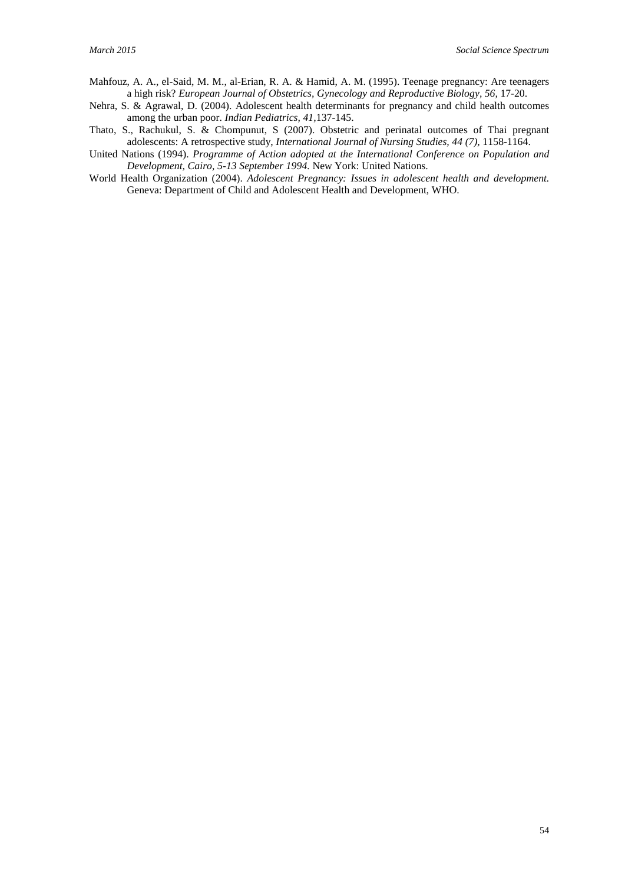Mahfouz, A. A., el-Said, M. M., al-Erian, R. A. & Hamid, A. M. (1995). Teenage pregnancy: Are teenagers a high risk? *European Journal of Obstetrics, Gynecology and Reproductive Biology, 56*, 17-20.

Nehra, S. & Agrawal, D. (2004). Adolescent health determinants for pregnancy and child health outcomes among the urban poor. *Indian Pediatrics, 41*,137-145.

Thato, S., Rachukul, S. & Chompunut, S (2007). Obstetric and perinatal outcomes of Thai pregnant adolescents: A retrospective study, *International Journal of Nursing Studies, 44 (7)*, 1158-1164.

United Nations (1994). *Programme of Action adopted at the International Conference on Population and Development, Cairo, 5-13 September 1994.* New York: United Nations.

World Health Organization (2004). *Adolescent Pregnancy: Issues in adolescent health and development.* Geneva: Department of Child and Adolescent Health and Development, WHO.